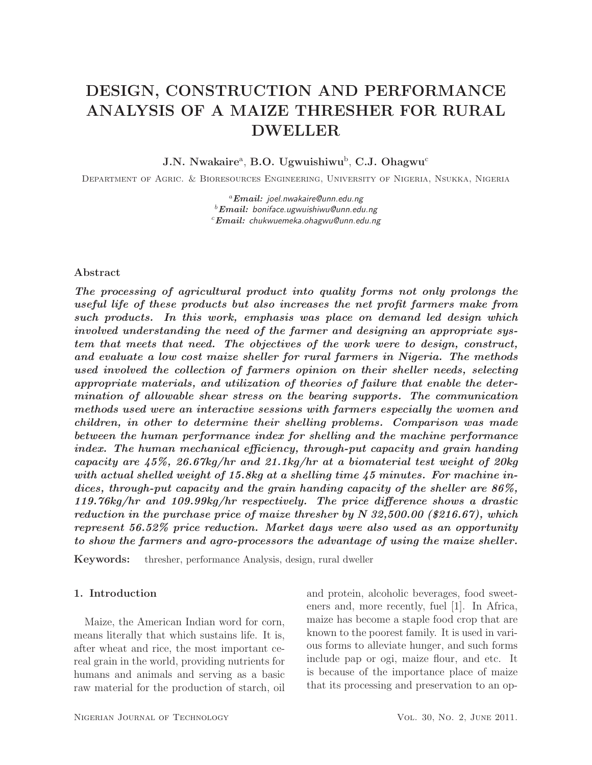# DESIGN, CONSTRUCTION AND PERFORMANCE ANALYSIS OF A MAIZE THRESHER FOR RURAL DWELLER

**J.N. Nwakaire**[a], **B.O. Ugwuishiwu**[b], **C.J. Ohagwu**[c]

Department of Agric. & Bioresources Engineering, University of Nigeria, Nsukka, Nigeria

[a]**Email:** joel.nwakaire@unn.edu.ng
[b]**Email:** boniface.ugwuishiwu@unn.edu.ng
[c]**Email:** chukwuemeka.ohagwu@unn.edu.ng

### Abstract

***The processing of agricultural product into quality forms not only prolongs the useful life of these products but also increases the net profit farmers make from such products. In this work, emphasis was place on demand led design which involved understanding the need of the farmer and designing an appropriate system that meets that need. The objectives of the work were to design, construct, and evaluate a low cost maize sheller for rural farmers in Nigeria. The methods used involved the collection of farmers opinion on their sheller needs, selecting appropriate materials, and utilization of theories of failure that enable the determination of allowable shear stress on the bearing supports. The communication methods used were an interactive sessions with farmers especially the women and children, in other to determine their shelling problems. Comparison was made between the human performance index for shelling and the machine performance index. The human mechanical efficiency, through-put capacity and grain handing capacity are 45%, 26.67kg/hr and 21.1kg/hr at a biomaterial test weight of 20kg with actual shelled weight of 15.8kg at a shelling time 45 minutes. For machine indices, through-put capacity and the grain handing capacity of the sheller are 86%, 119.76kg/hr and 109.99kg/hr respectively. The price difference shows a drastic reduction in the purchase price of maize thresher by N 32,500.00 ($216.67), which represent 56.52% price reduction. Market days were also used as an opportunity to show the farmers and agro-processors the advantage of using the maize sheller.***

**Keywords:** thresher, performance Analysis, design, rural dweller

### 1. Introduction

Maize, the American Indian word for corn, means literally that which sustains life. It is, after wheat and rice, the most important cereal grain in the world, providing nutrients for humans and animals and serving as a basic raw material for the production of starch, oil and protein, alcoholic beverages, food sweeteners and, more recently, fuel [1]. In Africa, maize has become a staple food crop that are known to the poorest family. It is used in various forms to alleviate hunger, and such forms include pap or ogi, maize flour, and etc. It is because of the importance place of maize that its processing and preservation to an op-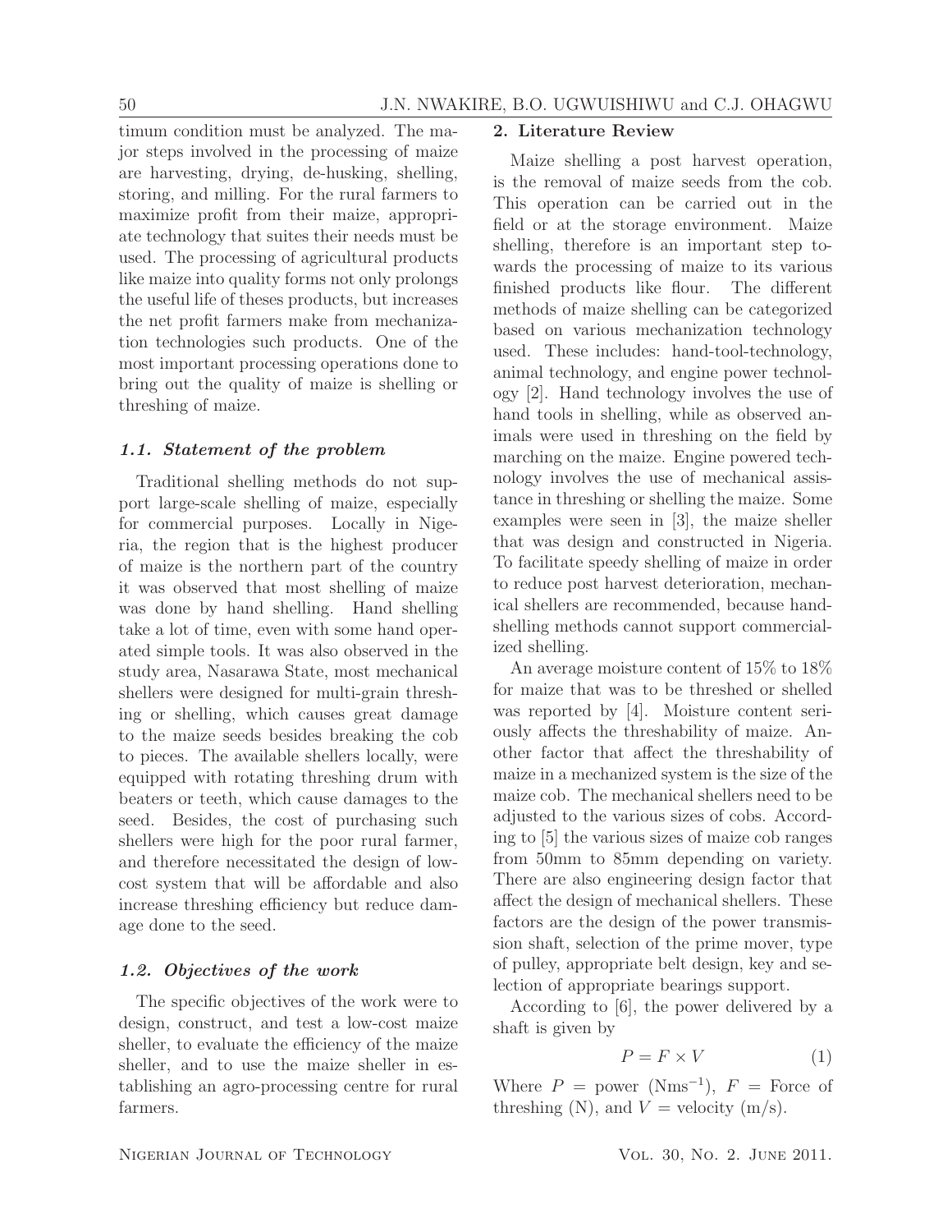timum condition must be analyzed. The major steps involved in the processing of maize are harvesting, drying, de-husking, shelling, storing, and milling. For the rural farmers to maximize profit from their maize, appropriate technology that suites their needs must be used. The processing of agricultural products like maize into quality forms not only prolongs the useful life of theses products, but increases the net profit farmers make from mechanization technologies such products. One of the most important processing operations done to bring out the quality of maize is shelling or threshing of maize.

### 1.1. Statement of the problem

Traditional shelling methods do not support large-scale shelling of maize, especially for commercial purposes. Locally in Nigeria, the region that is the highest producer of maize is the northern part of the country it was observed that most shelling of maize was done by hand shelling. Hand shelling take a lot of time, even with some hand operated simple tools. It was also observed in the study area, Nasarawa State, most mechanical shellers were designed for multi-grain threshing or shelling, which causes great damage to the maize seeds besides breaking the cob to pieces. The available shellers locally, were equipped with rotating threshing drum with beaters or teeth, which cause damages to the seed. Besides, the cost of purchasing such shellers were high for the poor rural farmer, and therefore necessitated the design of low-cost system that will be affordable and also increase threshing efficiency but reduce damage done to the seed.

### 1.2. Objectives of the work

The specific objectives of the work were to design, construct, and test a low-cost maize sheller, to evaluate the efficiency of the maize sheller, and to use the maize sheller in establishing an agro-processing centre for rural farmers.

## 2. Literature Review

Maize shelling a post harvest operation, is the removal of maize seeds from the cob. This operation can be carried out in the field or at the storage environment. Maize shelling, therefore is an important step towards the processing of maize to its various finished products like flour. The different methods of maize shelling can be categorized based on various mechanization technology used. These includes: hand-tool-technology, animal technology, and engine power technology [2]. Hand technology involves the use of hand tools in shelling, while as observed animals were used in threshing on the field by marching on the maize. Engine powered technology involves the use of mechanical assistance in threshing or shelling the maize. Some examples were seen in [3], the maize sheller that was design and constructed in Nigeria. To facilitate speedy shelling of maize in order to reduce post harvest deterioration, mechanical shellers are recommended, because hand-shelling methods cannot support commercialized shelling.

An average moisture content of 15% to 18% for maize that was to be threshed or shelled was reported by [4]. Moisture content seriously affects the threshability of maize. Another factor that affect the threshability of maize in a mechanized system is the size of the maize cob. The mechanical shellers need to be adjusted to the various sizes of cobs. According to [5] the various sizes of maize cob ranges from 50mm to 85mm depending on variety. There are also engineering design factor that affect the design of mechanical shellers. These factors are the design of the power transmission shaft, selection of the prime mover, type of pulley, appropriate belt design, key and selection of appropriate bearings support.

According to [6], the power delivered by a shaft is given by

$$P = F \times V \tag{1}$$

Where $P$ = power ($\text{Nms}^{-1}$), $F$ = Force of threshing (N), and $V$ = velocity (m/s).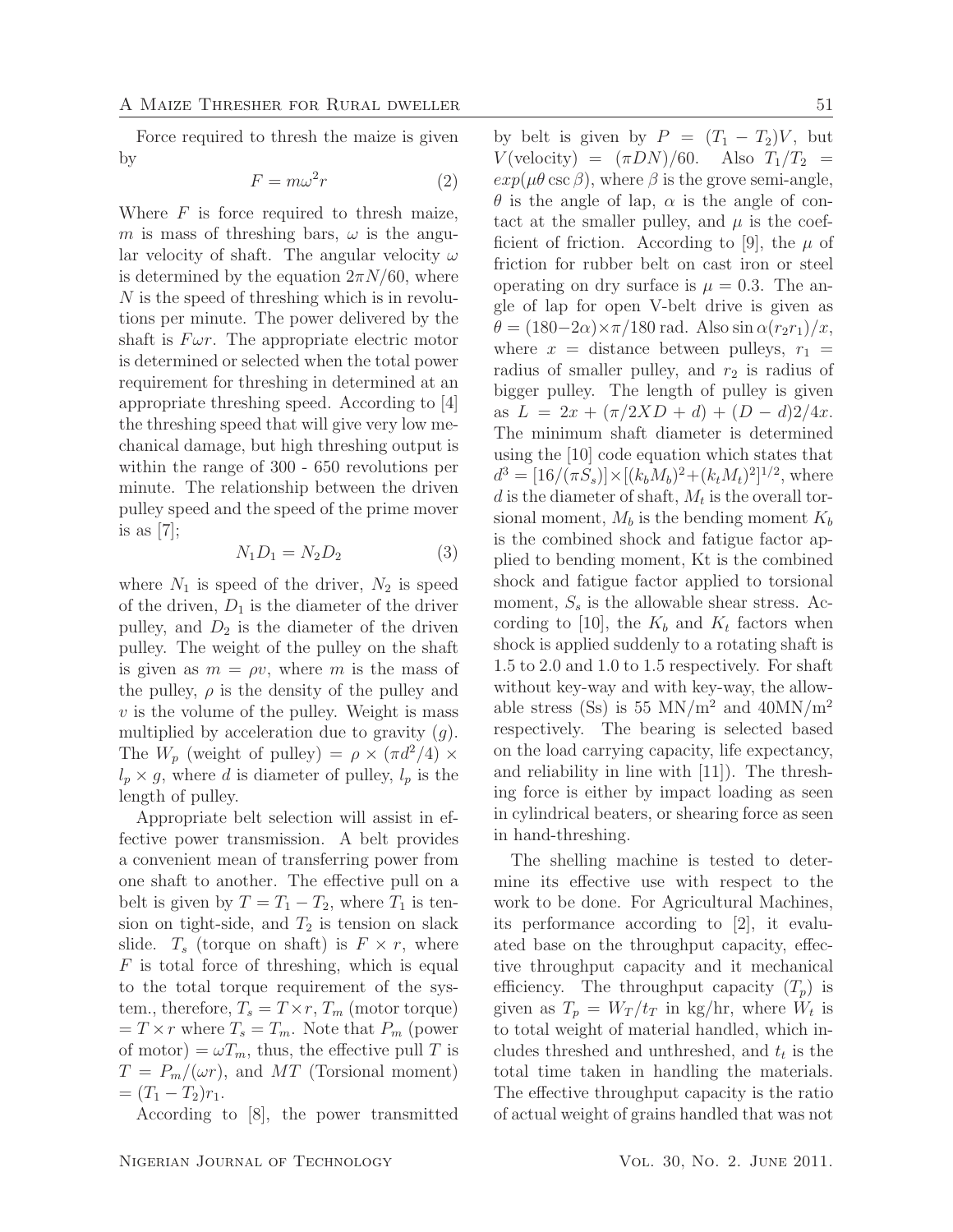Force required to thresh the maize is given by

$$F = m\omega^2 r \tag{2}$$

Where $F$ is force required to thresh maize, $m$ is mass of threshing bars, $\omega$ is the angular velocity of shaft. The angular velocity $\omega$ is determined by the equation $2\pi N/60$, where $N$ is the speed of threshing which is in revolutions per minute. The power delivered by the shaft is $F\omega r$. The appropriate electric motor is determined or selected when the total power requirement for threshing in determined at an appropriate threshing speed. According to [4] the threshing speed that will give very low mechanical damage, but high threshing output is within the range of 300 - 650 revolutions per minute. The relationship between the driven pulley speed and the speed of the prime mover is as [7];

$$N_1 D_1 = N_2 D_2 \tag{3}$$

where $N_1$ is speed of the driver, $N_2$ is speed of the driven, $D_1$ is the diameter of the driver pulley, and $D_2$ is the diameter of the driven pulley. The weight of the pulley on the shaft is given as $m = \rho v$, where $m$ is the mass of the pulley, $\rho$ is the density of the pulley and $v$ is the volume of the pulley. Weight is mass multiplied by acceleration due to gravity ($g$). The $W_p$ (weight of pulley) $= \rho \times (\pi d^2/4) \times l_p \times g$, where $d$ is diameter of pulley, $l_p$ is the length of pulley.

Appropriate belt selection will assist in effective power transmission. A belt provides a convenient mean of transferring power from one shaft to another. The effective pull on a belt is given by $T = T_1 - T_2$, where $T_1$ is tension on tight-side, and $T_2$ is tension on slack slide. $T_s$ (torque on shaft) is $F \times r$, where $F$ is total force of threshing, which is equal to the total torque requirement of the system., therefore, $T_s = T \times r$, $T_m$ (motor torque) $= T \times r$ where $T_s = T_m$. Note that $P_m$ (power of motor) $= \omega T_m$, thus, the effective pull $T$ is $T = P_m/(\omega r)$, and $MT$ (Torsional moment) $= (T_1 - T_2)r_1$.

According to [8], the power transmitted by belt is given by $P = (T_1 - T_2)V$, but $V$(velocity) $= (\pi DN)/60$. Also $T_1/T_2 = exp(\mu\theta \csc \beta)$, where $\beta$ is the grove semi-angle, $\theta$ is the angle of lap, $\alpha$ is the angle of contact at the smaller pulley, and $\mu$ is the coefficient of friction. According to [9], the $\mu$ of friction for rubber belt on cast iron or steel operating on dry surface is $\mu = 0.3$. The angle of lap for open V-belt drive is given as $\theta = (180-2\alpha)\times\pi/180$ rad. Also $\sin\alpha(r_2 r_1)/x$, where $x$ = distance between pulleys, $r_1$ = radius of smaller pulley, and $r_2$ is radius of bigger pulley. The length of pulley is given as $L = 2x + (\pi/2XD + d) + (D - d)2/4x$. The minimum shaft diameter is determined using the [10] code equation which states that $d^3 = [16/(\pi S_s)] \times [(k_b M_b)^2 + (k_t M_t)^2]^{1/2}$, where $d$ is the diameter of shaft, $M_t$ is the overall torsional moment, $M_b$ is the bending moment $K_b$ is the combined shock and fatigue factor applied to bending moment, Kt is the combined shock and fatigue factor applied to torsional moment, $S_s$ is the allowable shear stress. According to [10], the $K_b$ and $K_t$ factors when shock is applied suddenly to a rotating shaft is 1.5 to 2.0 and 1.0 to 1.5 respectively. For shaft without key-way and with key-way, the allowable stress (Ss) is 55 $\text{MN/m}^2$ and $40\text{MN/m}^2$ respectively. The bearing is selected based on the load carrying capacity, life expectancy, and reliability in line with [11]). The threshing force is either by impact loading as seen in cylindrical beaters, or shearing force as seen in hand-threshing.

The shelling machine is tested to determine its effective use with respect to the work to be done. For Agricultural Machines, its performance according to [2], it evaluated base on the throughput capacity, effective throughput capacity and it mechanical efficiency. The throughput capacity ($T_p$) is given as $T_p = W_T/t_T$ in kg/hr, where $W_t$ is to total weight of material handled, which includes threshed and unthreshed, and $t_t$ is the total time taken in handling the materials. The effective throughput capacity is the ratio of actual weight of grains handled that was not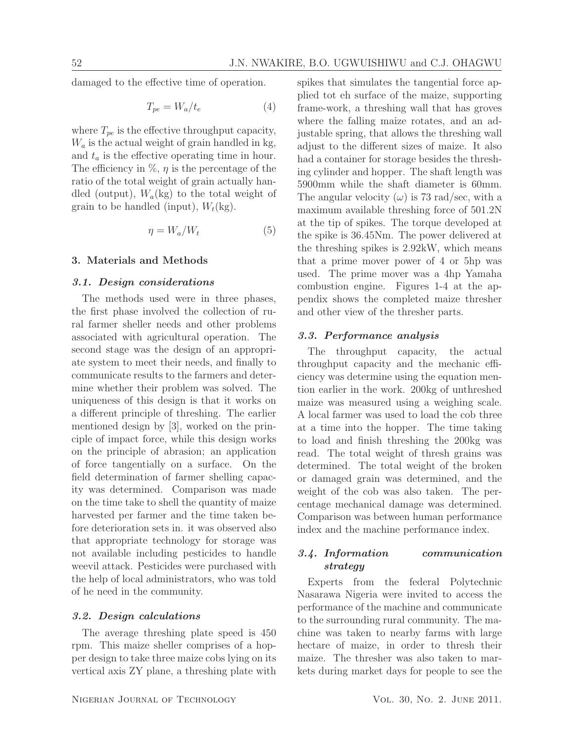damaged to the effective time of operation.

$$T_{pe} = W_a/t_e \tag{4}$$

where $T_{pe}$ is the effective throughput capacity, $W_a$ is the actual weight of grain handled in kg, and $t_a$ is the effective operating time in hour. The efficiency in %, $\eta$ is the percentage of the ratio of the total weight of grain actually handled (output), $W_a$(kg) to the total weight of grain to be handled (input), $W_t$(kg).

$$\eta = W_a/W_t \tag{5}$$

## 3. Materials and Methods

### 3.1. Design considerations

The methods used were in three phases, the first phase involved the collection of rural farmer sheller needs and other problems associated with agricultural operation. The second stage was the design of an appropriate system to meet their needs, and finally to communicate results to the farmers and determine whether their problem was solved. The uniqueness of this design is that it works on a different principle of threshing. The earlier mentioned design by [3], worked on the principle of impact force, while this design works on the principle of abrasion; an application of force tangentially on a surface. On the field determination of farmer shelling capacity was determined. Comparison was made on the time take to shell the quantity of maize harvested per farmer and the time taken before deterioration sets in. it was observed also that appropriate technology for storage was not available including pesticides to handle weevil attack. Pesticides were purchased with the help of local administrators, who was told of he need in the community.

### 3.2. Design calculations

The average threshing plate speed is 450 rpm. This maize sheller comprises of a hopper design to take three maize cobs lying on its vertical axis ZY plane, a threshing plate with spikes that simulates the tangential force applied tot eh surface of the maize, supporting frame-work, a threshing wall that has groves where the falling maize rotates, and an adjustable spring, that allows the threshing wall adjust to the different sizes of maize. It also had a container for storage besides the threshing cylinder and hopper. The shaft length was 5900mm while the shaft diameter is 60mm. The angular velocity ($\omega$) is 73 rad/sec, with a maximum available threshing force of 501.2N at the tip of spikes. The torque developed at the spike is 36.45Nm. The power delivered at the threshing spikes is 2.92kW, which means that a prime mover power of 4 or 5hp was used. The prime mover was a 4hp Yamaha combustion engine. Figures 1-4 at the appendix shows the completed maize thresher and other view of the thresher parts.

### 3.3. Performance analysis

The throughput capacity, the actual throughput capacity and the mechanic efficiency was determine using the equation mention earlier in the work. 200kg of unthreshed maize was measured using a weighing scale. A local farmer was used to load the cob three at a time into the hopper. The time taking to load and finish threshing the 200kg was read. The total weight of thresh grains was determined. The total weight of the broken or damaged grain was determined, and the weight of the cob was also taken. The percentage mechanical damage was determined. Comparison was between human performance index and the machine performance index.

### 3.4. Information communication strategy

Experts from the federal Polytechnic Nasarawa Nigeria were invited to access the performance of the machine and communicate to the surrounding rural community. The machine was taken to nearby farms with large hectare of maize, in order to thresh their maize. The thresher was also taken to markets during market days for people to see the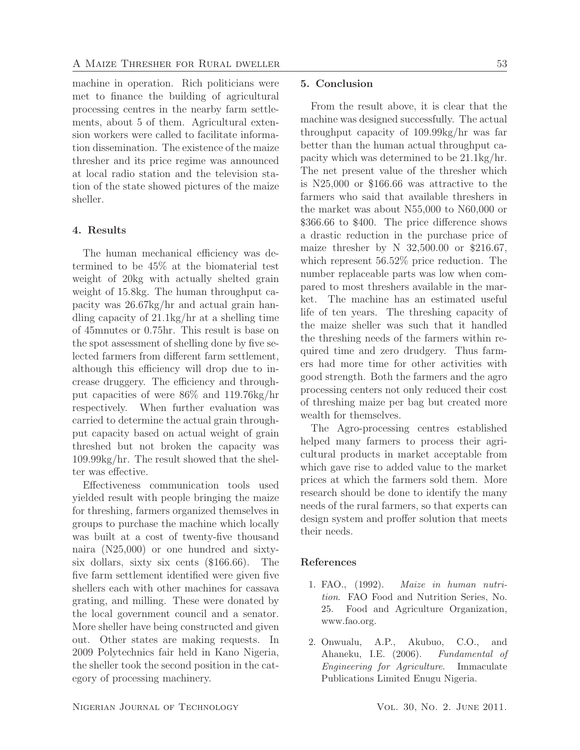machine in operation. Rich politicians were met to finance the building of agricultural processing centres in the nearby farm settlements, about 5 of them. Agricultural extension workers were called to facilitate information dissemination. The existence of the maize thresher and its price regime was announced at local radio station and the television station of the state showed pictures of the maize sheller.

## 4. Results

The human mechanical efficiency was determined to be 45% at the biomaterial test weight of 20kg with actually shelted grain weight of 15.8kg. The human throughput capacity was 26.67kg/hr and actual grain handling capacity of 21.1kg/hr at a shelling time of 45mnutes or 0.75hr. This result is base on the spot assessment of shelling done by five selected farmers from different farm settlement, although this efficiency will drop due to increase druggery. The efficiency and throughput capacities of were 86% and 119.76kg/hr respectively. When further evaluation was carried to determine the actual grain throughput capacity based on actual weight of grain threshed but not broken the capacity was 109.99kg/hr. The result showed that the shelter was effective.

Effectiveness communication tools used yielded result with people bringing the maize for threshing, farmers organized themselves in groups to purchase the machine which locally was built at a cost of twenty-five thousand naira (N25,000) or one hundred and sixty-six dollars, sixty six cents ($166.66). The five farm settlement identified were given five shellers each with other machines for cassava grating, and milling. These were donated by the local government council and a senator. More sheller have being constructed and given out. Other states are making requests. In 2009 Polytechnics fair held in Kano Nigeria, the sheller took the second position in the category of processing machinery.

## 5. Conclusion

From the result above, it is clear that the machine was designed successfully. The actual throughput capacity of 109.99kg/hr was far better than the human actual throughput capacity which was determined to be 21.1kg/hr. The net present value of the thresher which is N25,000 or $166.66 was attractive to the farmers who said that available threshers in the market was about N55,000 to N60,000 or $366.66 to $400. The price difference shows a drastic reduction in the purchase price of maize thresher by N 32,500.00 or $216.67, which represent 56.52% price reduction. The number replaceable parts was low when compared to most threshers available in the market. The machine has an estimated useful life of ten years. The threshing capacity of the maize sheller was such that it handled the threshing needs of the farmers within required time and zero drudgery. Thus farmers had more time for other activities with good strength. Both the farmers and the agro processing centers not only reduced their cost of threshing maize per bag but created more wealth for themselves.

The Agro-processing centres established helped many farmers to process their agricultural products in market acceptable from which gave rise to added value to the market prices at which the farmers sold them. More research should be done to identify the many needs of the rural farmers, so that experts can design system and proffer solution that meets their needs.

## References

1. FAO., (1992). *Maize in human nutrition*. FAO Food and Nutrition Series, No. 25. Food and Agriculture Organization, www.fao.org.

2. Onwualu, A.P., Akubuo, C.O., and Ahaneku, I.E. (2006). *Fundamental of Engineering for Agriculture*. Immaculate Publications Limited Enugu Nigeria.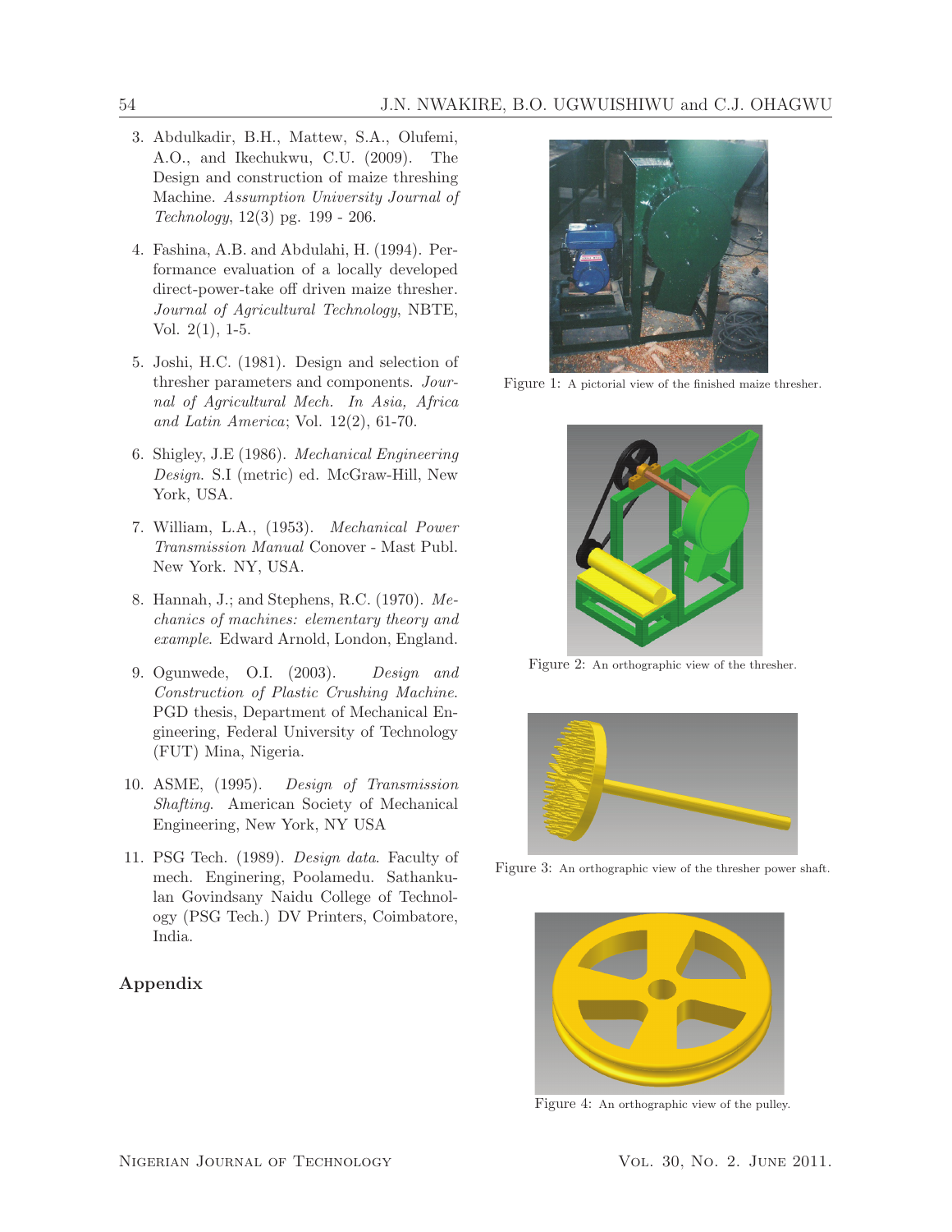3. Abdulkadir, B.H., Mattew, S.A., Olufemi, A.O., and Ikechukwu, C.U. (2009). The Design and construction of maize threshing Machine. *Assumption University Journal of Technology*, 12(3) pg. 199 - 206.

4. Fashina, A.B. and Abdulahi, H. (1994). Performance evaluation of a locally developed direct-power-take off driven maize thresher. *Journal of Agricultural Technology*, NBTE, Vol. 2(1), 1-5.

5. Joshi, H.C. (1981). Design and selection of thresher parameters and components. *Journal of Agricultural Mech. In Asia, Africa and Latin America*; Vol. 12(2), 61-70.

6. Shigley, J.E (1986). *Mechanical Engineering Design*. S.I (metric) ed. McGraw-Hill, New York, USA.

7. William, L.A., (1953). *Mechanical Power Transmission Manual* Conover - Mast Publ. New York. NY, USA.

8. Hannah, J.; and Stephens, R.C. (1970). *Mechanics of machines: elementary theory and example*. Edward Arnold, London, England.

9. Ogunwede, O.I. (2003). *Design and Construction of Plastic Crushing Machine*. PGD thesis, Department of Mechanical Engineering, Federal University of Technology (FUT) Mina, Nigeria.

10. ASME, (1995). *Design of Transmission Shafting*. American Society of Mechanical Engineering, New York, NY USA

11. PSG Tech. (1989). *Design data*. Faculty of mech. Enginering, Poolamedu. Sathankulan Govindsany Naidu College of Technology (PSG Tech.) DV Printers, Coimbatore, India.

## Appendix

Figure 1: A pictorial view of the finished maize thresher.

Figure 2: An orthographic view of the thresher.

Figure 3: An orthographic view of the thresher power shaft.

Figure 4: An orthographic view of the pulley.